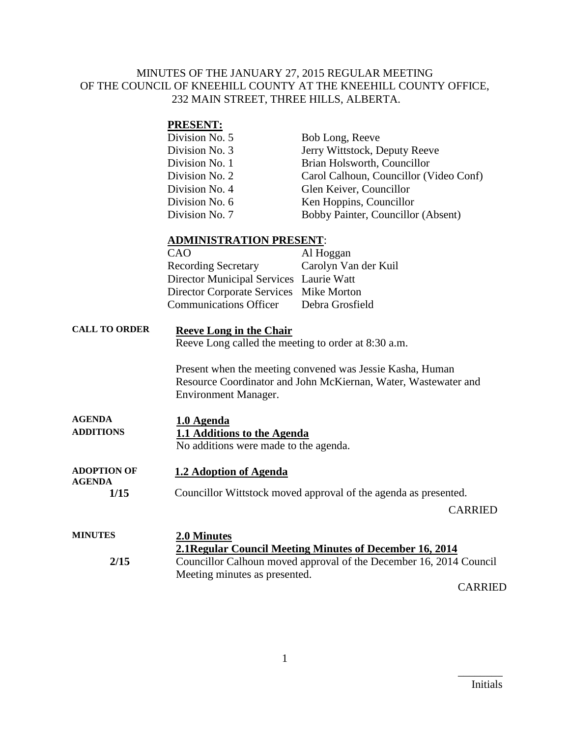MINUTES OF THE JANUARY 27, 2015 REGULAR MEETING OF THE COUNCIL OF KNEEHILL COUNTY AT THE KNEEHILL COUNTY OFFICE, 232 MAIN STREET, THREE HILLS, ALBERTA.

**PRESENT:**

| | |
|---|---|
| Division No. 5 | Bob Long, Reeve |
| Division No. 3 | Jerry Wittstock, Deputy Reeve |
| Division No. 1 | Brian Holsworth, Councillor |
| Division No. 2 | Carol Calhoun, Councillor (Video Conf) |
| Division No. 4 | Glen Keiver, Councillor |
| Division No. 6 | Ken Hoppins, Councillor |
| Division No. 7 | Bobby Painter, Councillor (Absent) |

**ADMINISTRATION PRESENT**:

| | |
|---|---|
| CAO | Al Hoggan |
| Recording Secretary | Carolyn Van der Kuil |
| Director Municipal Services | Laurie Watt |
| Director Corporate Services | Mike Morton |
| Communications Officer | Debra Grosfield |

**CALL TO ORDER**

**Reeve Long in the Chair**

Reeve Long called the meeting to order at 8:30 a.m.

Present when the meeting convened was Jessie Kasha, Human Resource Coordinator and John McKiernan, Water, Wastewater and Environment Manager.

**AGENDA**

**ADDITIONS**

**1.0 Agenda**

**1.1 Additions to the Agenda**

No additions were made to the agenda.

**ADOPTION OF AGENDA**

**1.2 Adoption of Agenda**

**1/15** Councillor Wittstock moved approval of the agenda as presented.

CARRIED

**MINUTES**

**2.0 Minutes**

**2.1Regular Council Meeting Minutes of December 16, 2014**

**2/15** Councillor Calhoun moved approval of the December 16, 2014 Council Meeting minutes as presented.

CARRIED

________

Initials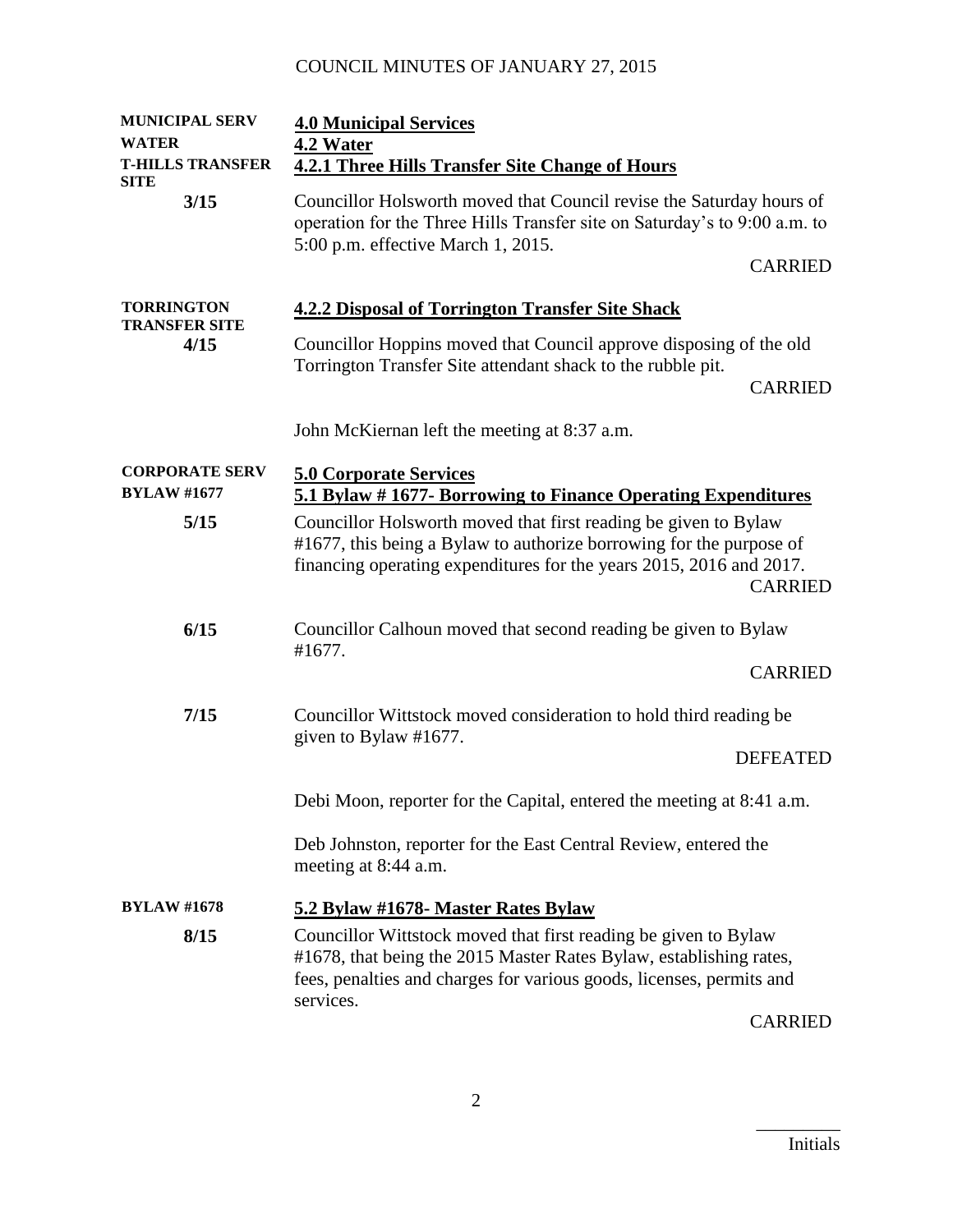| | |
|---|---|
| **MUNICIPAL SERV**<br>**WATER**<br>**T-HILLS TRANSFER SITE** | **4.0 Municipal Services**<br>**4.2 Water**<br>**4.2.1 Three Hills Transfer Site Change of Hours** |
| **3/15** | Councillor Holsworth moved that Council revise the Saturday hours of operation for the Three Hills Transfer site on Saturday's to 9:00 a.m. to 5:00 p.m. effective March 1, 2015.<br>CARRIED |
| **TORRINGTON TRANSFER SITE** | **4.2.2 Disposal of Torrington Transfer Site Shack** |
| **4/15** | Councillor Hoppins moved that Council approve disposing of the old Torrington Transfer Site attendant shack to the rubble pit.<br>CARRIED |
| | John McKiernan left the meeting at 8:37 a.m. |
| **CORPORATE SERV**<br>**BYLAW #1677** | **5.0 Corporate Services**<br>**5.1 Bylaw # 1677- Borrowing to Finance Operating Expenditures** |
| **5/15** | Councillor Holsworth moved that first reading be given to Bylaw #1677, this being a Bylaw to authorize borrowing for the purpose of financing operating expenditures for the years 2015, 2016 and 2017.<br>CARRIED |
| **6/15** | Councillor Calhoun moved that second reading be given to Bylaw #1677.<br>CARRIED |
| **7/15** | Councillor Wittstock moved consideration to hold third reading be given to Bylaw #1677.<br>DEFEATED |
| | Debi Moon, reporter for the Capital, entered the meeting at 8:41 a.m. |
| | Deb Johnston, reporter for the East Central Review, entered the meeting at 8:44 a.m. |
| **BYLAW #1678** | **5.2 Bylaw #1678- Master Rates Bylaw** |
| **8/15** | Councillor Wittstock moved that first reading be given to Bylaw #1678, that being the 2015 Master Rates Bylaw, establishing rates, fees, penalties and charges for various goods, licenses, permits and services.<br>CARRIED |

_________
Initials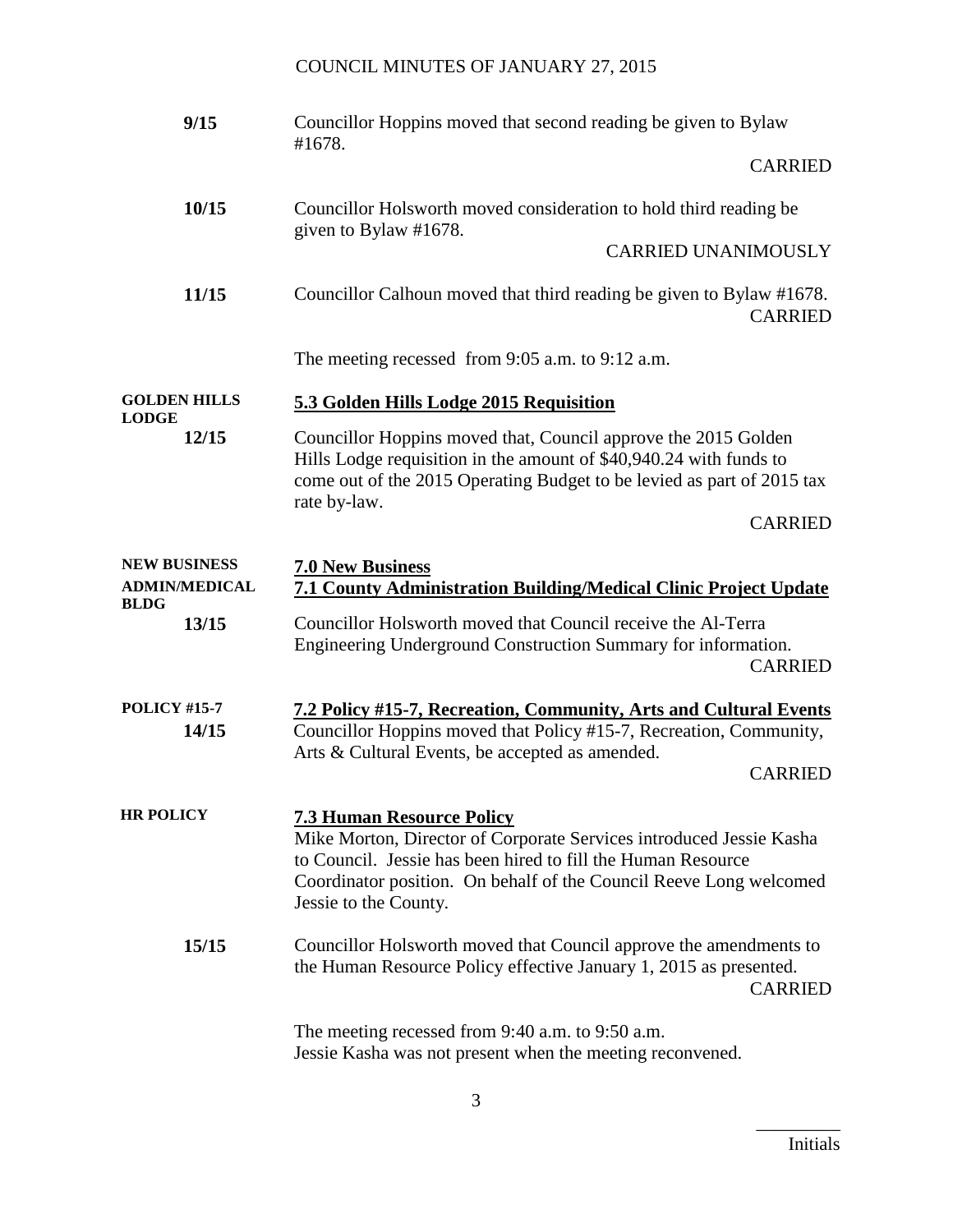COUNCIL MINUTES OF JANUARY 27, 2015

**9/15** Councillor Hoppins moved that second reading be given to Bylaw #1678.

CARRIED

**10/15** Councillor Holsworth moved consideration to hold third reading be given to Bylaw #1678.

CARRIED UNANIMOUSLY

**11/15** Councillor Calhoun moved that third reading be given to Bylaw #1678.

CARRIED

The meeting recessed from 9:05 a.m. to 9:12 a.m.

**GOLDEN HILLS LODGE**

## 5.3 Golden Hills Lodge 2015 Requisition

**12/15** Councillor Hoppins moved that, Council approve the 2015 Golden Hills Lodge requisition in the amount of $40,940.24 with funds to come out of the 2015 Operating Budget to be levied as part of 2015 tax rate by-law.

CARRIED

**NEW BUSINESS**

## 7.0 New Business

**ADMIN/MEDICAL BLDG**

## 7.1 County Administration Building/Medical Clinic Project Update

**13/15** Councillor Holsworth moved that Council receive the Al-Terra Engineering Underground Construction Summary for information.

CARRIED

**POLICY #15-7**

## 7.2 Policy #15-7, Recreation, Community, Arts and Cultural Events

**14/15** Councillor Hoppins moved that Policy #15-7, Recreation, Community, Arts & Cultural Events, be accepted as amended.

CARRIED

**HR POLICY**

## 7.3 Human Resource Policy

Mike Morton, Director of Corporate Services introduced Jessie Kasha to Council. Jessie has been hired to fill the Human Resource Coordinator position. On behalf of the Council Reeve Long welcomed Jessie to the County.

**15/15** Councillor Holsworth moved that Council approve the amendments to the Human Resource Policy effective January 1, 2015 as presented.

CARRIED

The meeting recessed from 9:40 a.m. to 9:50 a.m.
Jessie Kasha was not present when the meeting reconvened.

_________
Initials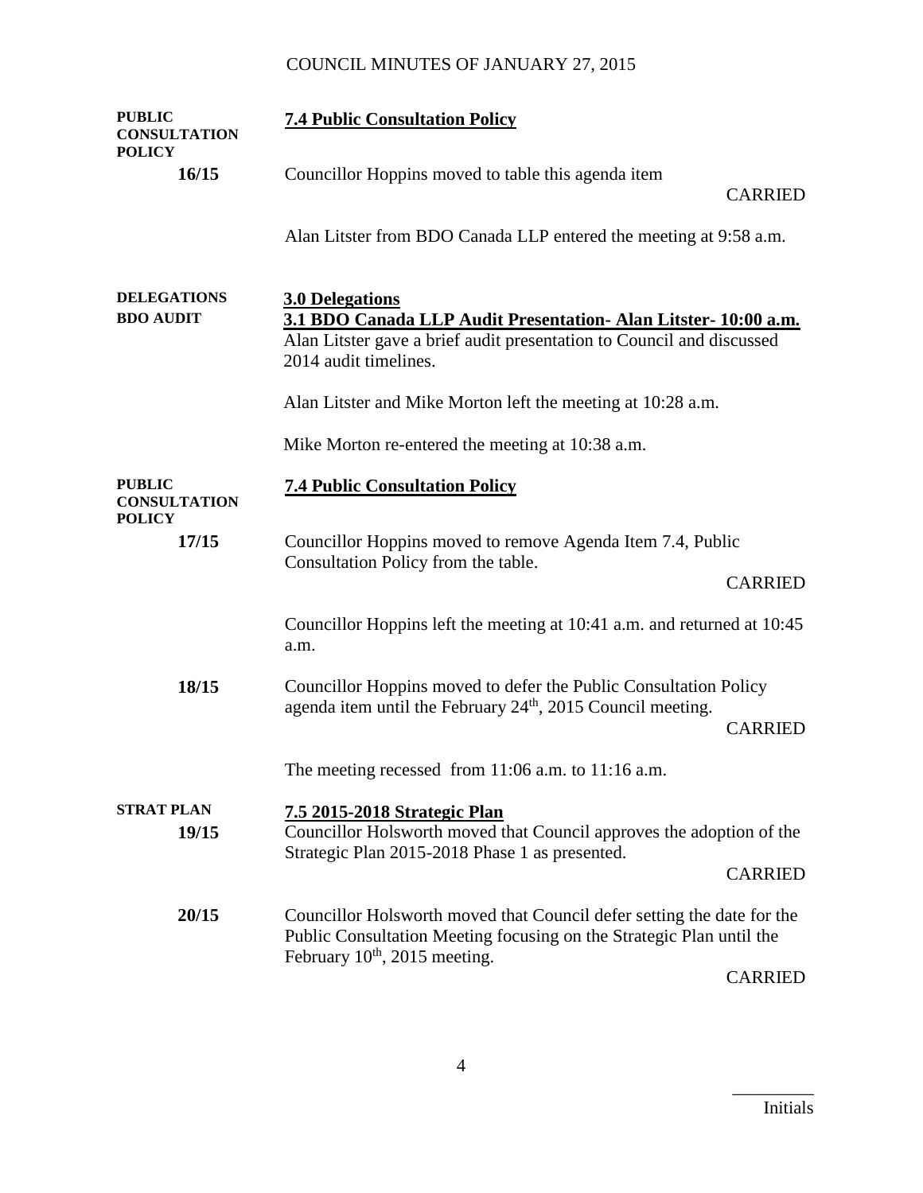**PUBLIC CONSULTATION POLICY**

**7.4 Public Consultation Policy**

**16/15** Councillor Hoppins moved to table this agenda item

CARRIED

Alan Litster from BDO Canada LLP entered the meeting at 9:58 a.m.

**DELEGATIONS**
**BDO AUDIT**

**3.0 Delegations**

**3.1 BDO Canada LLP Audit Presentation- Alan Litster- 10:00 a.m.**

Alan Litster gave a brief audit presentation to Council and discussed 2014 audit timelines.

Alan Litster and Mike Morton left the meeting at 10:28 a.m.

Mike Morton re-entered the meeting at 10:38 a.m.

**PUBLIC CONSULTATION POLICY**

**7.4 Public Consultation Policy**

**17/15** Councillor Hoppins moved to remove Agenda Item 7.4, Public Consultation Policy from the table.

CARRIED

Councillor Hoppins left the meeting at 10:41 a.m. and returned at 10:45 a.m.

**18/15** Councillor Hoppins moved to defer the Public Consultation Policy agenda item until the February 24th, 2015 Council meeting.

CARRIED

The meeting recessed from 11:06 a.m. to 11:16 a.m.

**STRAT PLAN**

**7.5 2015-2018 Strategic Plan**

**19/15** Councillor Holsworth moved that Council approves the adoption of the Strategic Plan 2015-2018 Phase 1 as presented.

CARRIED

**20/15** Councillor Holsworth moved that Council defer setting the date for the Public Consultation Meeting focusing on the Strategic Plan until the February 10th, 2015 meeting.

CARRIED

_________
Initials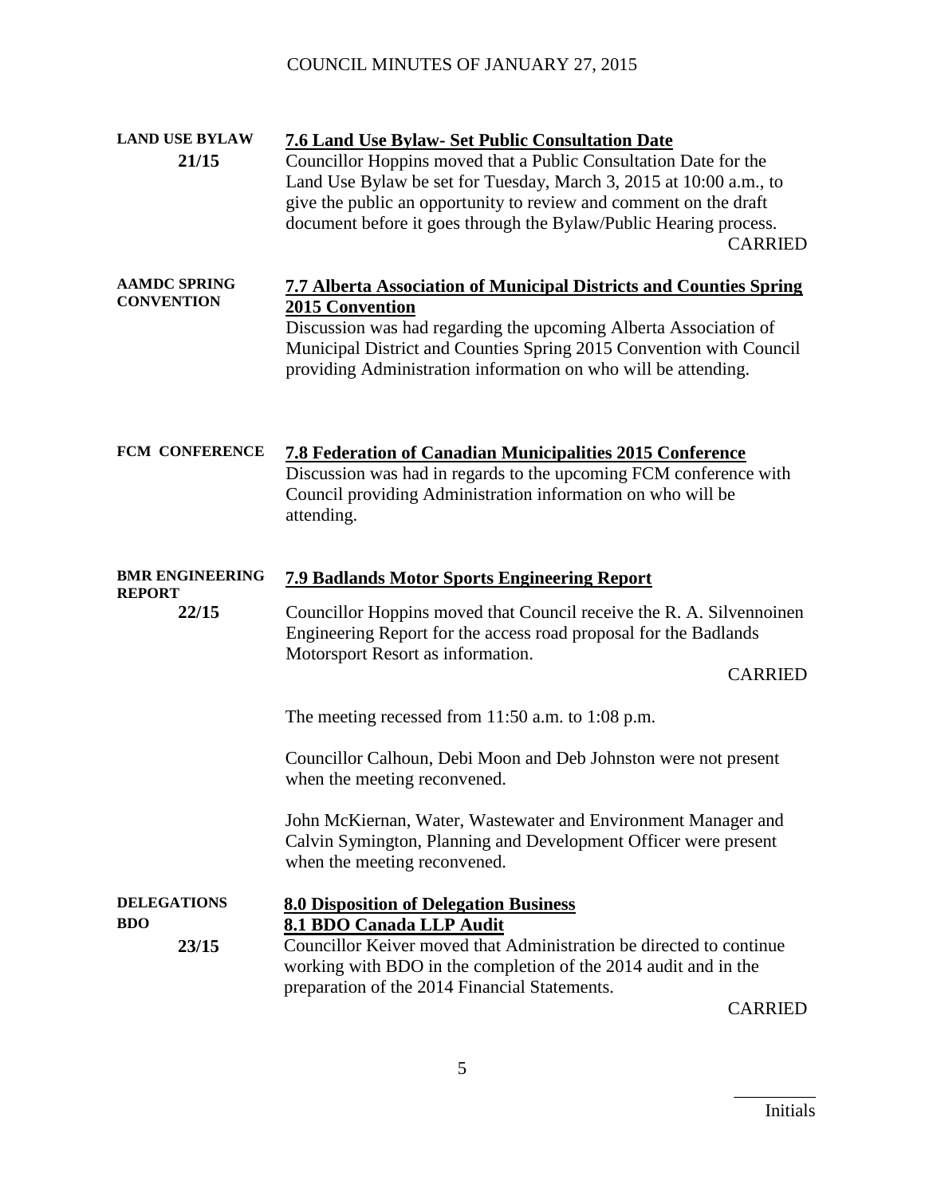**LAND USE BYLAW 21/15**

**7.6 Land Use Bylaw- Set Public Consultation Date**

Councillor Hoppins moved that a Public Consultation Date for the Land Use Bylaw be set for Tuesday, March 3, 2015 at 10:00 a.m., to give the public an opportunity to review and comment on the draft document before it goes through the Bylaw/Public Hearing process.

CARRIED

**AAMDC SPRING CONVENTION**

**7.7 Alberta Association of Municipal Districts and Counties Spring 2015 Convention**

Discussion was had regarding the upcoming Alberta Association of Municipal District and Counties Spring 2015 Convention with Council providing Administration information on who will be attending.

**FCM CONFERENCE**

**7.8 Federation of Canadian Municipalities 2015 Conference**

Discussion was had in regards to the upcoming FCM conference with Council providing Administration information on who will be attending.

**BMR ENGINEERING REPORT 22/15**

**7.9 Badlands Motor Sports Engineering Report**

Councillor Hoppins moved that Council receive the R. A. Silvennoinen Engineering Report for the access road proposal for the Badlands Motorsport Resort as information.

CARRIED

The meeting recessed from 11:50 a.m. to 1:08 p.m.

Councillor Calhoun, Debi Moon and Deb Johnston were not present when the meeting reconvened.

John McKiernan, Water, Wastewater and Environment Manager and Calvin Symington, Planning and Development Officer were present when the meeting reconvened.

**DELEGATIONS BDO 23/15**

**8.0 Disposition of Delegation Business**

**8.1 BDO Canada LLP Audit**

Councillor Keiver moved that Administration be directed to continue working with BDO in the completion of the 2014 audit and in the preparation of the 2014 Financial Statements.

CARRIED

_________
Initials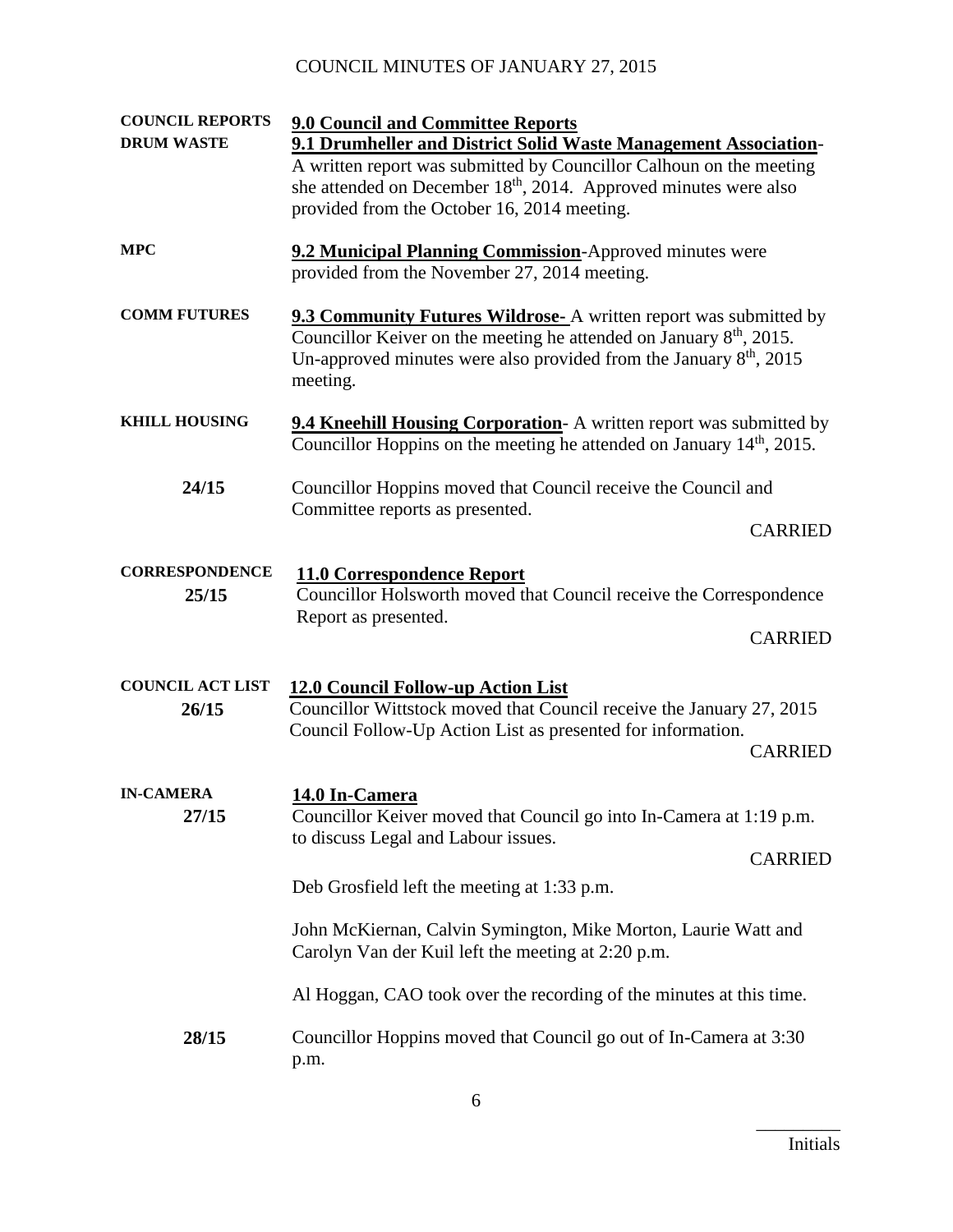**COUNCIL REPORTS** **DRUM WASTE**

**9.0 Council and Committee Reports**

**9.1 Drumheller and District Solid Waste Management Association**- A written report was submitted by Councillor Calhoun on the meeting she attended on December 18th, 2014. Approved minutes were also provided from the October 16, 2014 meeting.

**MPC**

**9.2 Municipal Planning Commission**-Approved minutes were provided from the November 27, 2014 meeting.

**COMM FUTURES**

**9.3 Community Futures Wildrose-** A written report was submitted by Councillor Keiver on the meeting he attended on January 8th, 2015. Un-approved minutes were also provided from the January 8th, 2015 meeting.

**KHILL HOUSING**

**9.4 Kneehill Housing Corporation**- A written report was submitted by Councillor Hoppins on the meeting he attended on January 14th, 2015.

**24/15**

Councillor Hoppins moved that Council receive the Council and Committee reports as presented.

CARRIED

**CORRESPONDENCE**

**11.0 Correspondence Report**

**25/15**

Councillor Holsworth moved that Council receive the Correspondence Report as presented.

CARRIED

**COUNCIL ACT LIST**

**12.0 Council Follow-up Action List**

**26/15**

Councillor Wittstock moved that Council receive the January 27, 2015 Council Follow-Up Action List as presented for information.

CARRIED

**IN-CAMERA**

**14.0 In-Camera**

**27/15**

Councillor Keiver moved that Council go into In-Camera at 1:19 p.m. to discuss Legal and Labour issues.

CARRIED

Deb Grosfield left the meeting at 1:33 p.m.

John McKiernan, Calvin Symington, Mike Morton, Laurie Watt and Carolyn Van der Kuil left the meeting at 2:20 p.m.

Al Hoggan, CAO took over the recording of the minutes at this time.

**28/15**

Councillor Hoppins moved that Council go out of In-Camera at 3:30 p.m.

_________
Initials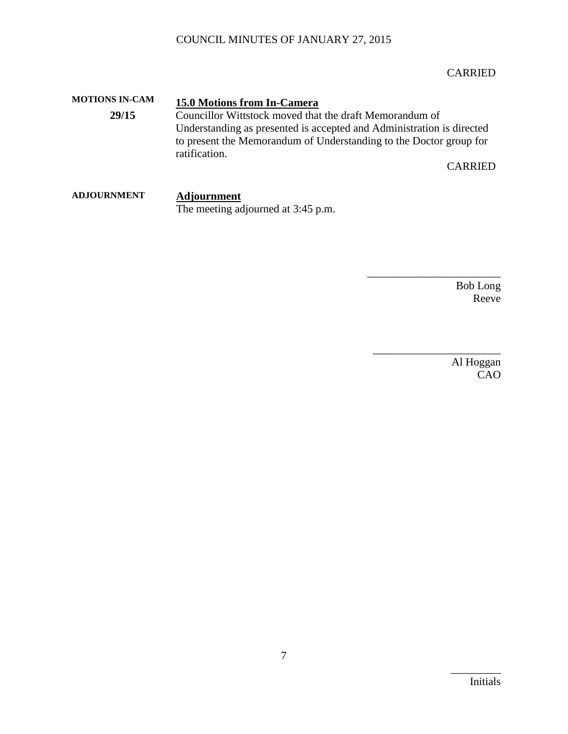CARRIED

**MOTIONS IN-CAM**

**29/15**

**15.0 Motions from In-Camera**

Councillor Wittstock moved that the draft Memorandum of Understanding as presented is accepted and Administration is directed to present the Memorandum of Understanding to the Doctor group for ratification.

CARRIED

**ADJOURNMENT**

**Adjournment**

The meeting adjourned at 3:45 p.m.

\_\_\_\_\_\_\_\_\_\_\_\_\_\_\_\_\_\_\_\_\_\_\_\_

Bob Long
Reeve

\_\_\_\_\_\_\_\_\_\_\_\_\_\_\_\_\_\_\_\_\_\_\_\_

Al Hoggan
CAO

\_\_\_\_\_\_\_\_\_

Initials